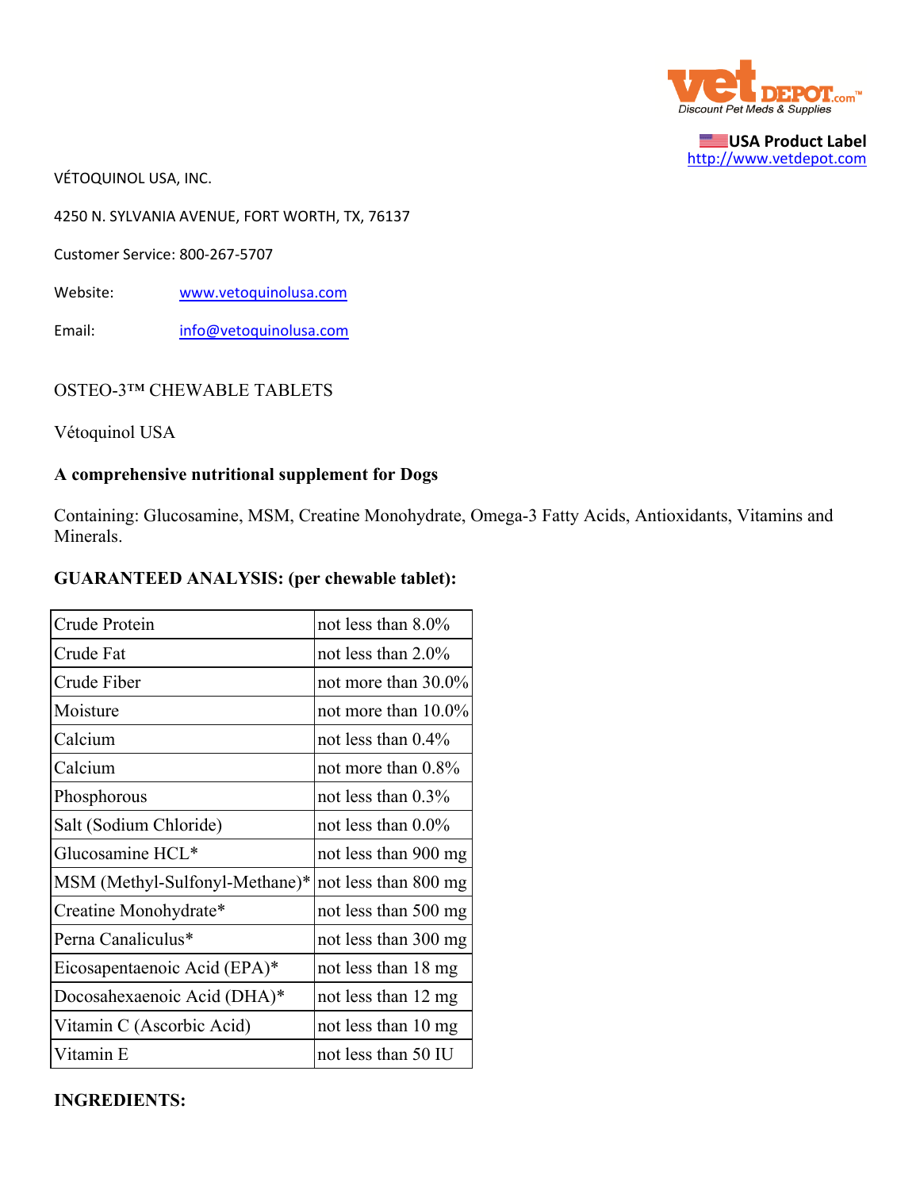VetDepot.com
Discount Pet Meds & Supplies

USA Product Label
http://www.vetdepot.com

VÉTOQUINOL USA, INC.

4250 N. SYLVANIA AVENUE, FORT WORTH, TX, 76137

Customer Service: 800-267-5707

Website: www.vetoquinolusa.com

Email: info@vetoquinolusa.com

OSTEO-3™ CHEWABLE TABLETS

Vétoquinol USA

**A comprehensive nutritional supplement for Dogs**

Containing: Glucosamine, MSM, Creatine Monohydrate, Omega-3 Fatty Acids, Antioxidants, Vitamins and Minerals.

**GUARANTEED ANALYSIS: (per chewable tablet):**

| | |
|---|---|
| Crude Protein | not less than 8.0% |
| Crude Fat | not less than 2.0% |
| Crude Fiber | not more than 30.0% |
| Moisture | not more than 10.0% |
| Calcium | not less than 0.4% |
| Calcium | not more than 0.8% |
| Phosphorous | not less than 0.3% |
| Salt (Sodium Chloride) | not less than 0.0% |
| Glucosamine HCL* | not less than 900 mg |
| MSM (Methyl-Sulfonyl-Methane)* | not less than 800 mg |
| Creatine Monohydrate* | not less than 500 mg |
| Perna Canaliculus* | not less than 300 mg |
| Eicosapentaenoic Acid (EPA)* | not less than 18 mg |
| Docosahexaenoic Acid (DHA)* | not less than 12 mg |
| Vitamin C (Ascorbic Acid) | not less than 10 mg |
| Vitamin E | not less than 50 IU |

**INGREDIENTS:**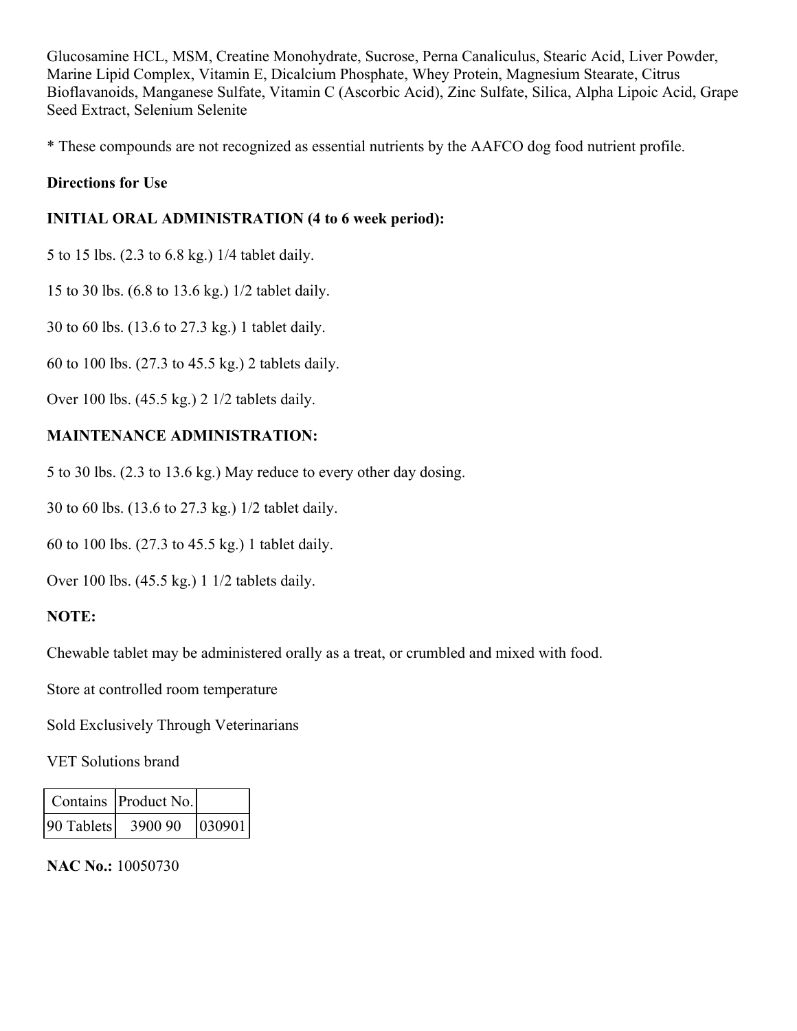Glucosamine HCL, MSM, Creatine Monohydrate, Sucrose, Perna Canaliculus, Stearic Acid, Liver Powder, Marine Lipid Complex, Vitamin E, Dicalcium Phosphate, Whey Protein, Magnesium Stearate, Citrus Bioflavanoids, Manganese Sulfate, Vitamin C (Ascorbic Acid), Zinc Sulfate, Silica, Alpha Lipoic Acid, Grape Seed Extract, Selenium Selenite

* These compounds are not recognized as essential nutrients by the AAFCO dog food nutrient profile.

**Directions for Use**

**INITIAL ORAL ADMINISTRATION (4 to 6 week period):**

5 to 15 lbs. (2.3 to 6.8 kg.) 1/4 tablet daily.

15 to 30 lbs. (6.8 to 13.6 kg.) 1/2 tablet daily.

30 to 60 lbs. (13.6 to 27.3 kg.) 1 tablet daily.

60 to 100 lbs. (27.3 to 45.5 kg.) 2 tablets daily.

Over 100 lbs. (45.5 kg.) 2 1/2 tablets daily.

**MAINTENANCE ADMINISTRATION:**

5 to 30 lbs. (2.3 to 13.6 kg.) May reduce to every other day dosing.

30 to 60 lbs. (13.6 to 27.3 kg.) 1/2 tablet daily.

60 to 100 lbs. (27.3 to 45.5 kg.) 1 tablet daily.

Over 100 lbs. (45.5 kg.) 1 1/2 tablets daily.

**NOTE:**

Chewable tablet may be administered orally as a treat, or crumbled and mixed with food.

Store at controlled room temperature

Sold Exclusively Through Veterinarians

VET Solutions brand

| Contains | Product No. | |
|---|---|---|
| 90 Tablets | 3900 90 | 030901 |

**NAC No.:** 10050730